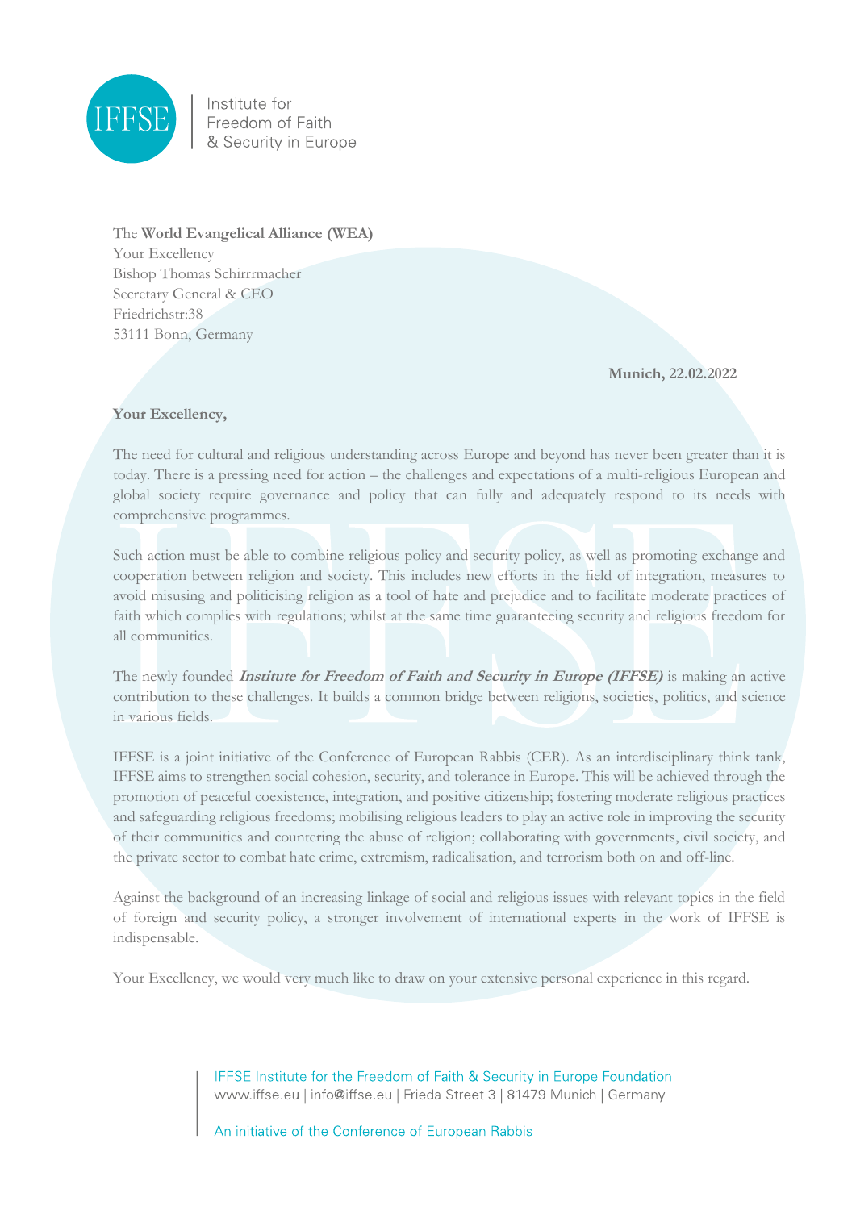Institute for Freedom of Faith & Security in Europe

The **World Evangelical Alliance (WEA)**
Your Excellency
Bishop Thomas Schirrrmacher
Secretary General & CEO
Friedrichstr:38
53111 Bonn, Germany

**Munich, 22.02.2022**

**Your Excellency,**

The need for cultural and religious understanding across Europe and beyond has never been greater than it is today. There is a pressing need for action – the challenges and expectations of a multi-religious European and global society require governance and policy that can fully and adequately respond to its needs with comprehensive programmes.

Such action must be able to combine religious policy and security policy, as well as promoting exchange and cooperation between religion and society. This includes new efforts in the field of integration, measures to avoid misusing and politicising religion as a tool of hate and prejudice and to facilitate moderate practices of faith which complies with regulations; whilst at the same time guaranteeing security and religious freedom for all communities.

The newly founded ***Institute for Freedom of Faith and Security in Europe (IFFSE)*** is making an active contribution to these challenges. It builds a common bridge between religions, societies, politics, and science in various fields.

IFFSE is a joint initiative of the Conference of European Rabbis (CER). As an interdisciplinary think tank, IFFSE aims to strengthen social cohesion, security, and tolerance in Europe. This will be achieved through the promotion of peaceful coexistence, integration, and positive citizenship; fostering moderate religious practices and safeguarding religious freedoms; mobilising religious leaders to play an active role in improving the security of their communities and countering the abuse of religion; collaborating with governments, civil society, and the private sector to combat hate crime, extremism, radicalisation, and terrorism both on and off-line.

Against the background of an increasing linkage of social and religious issues with relevant topics in the field of foreign and security policy, a stronger involvement of international experts in the work of IFFSE is indispensable.

Your Excellency, we would very much like to draw on your extensive personal experience in this regard.

IFFSE Institute for the Freedom of Faith & Security in Europe Foundation
www.iffse.eu | info@iffse.eu | Frieda Street 3 | 81479 Munich | Germany

An initiative of the Conference of European Rabbis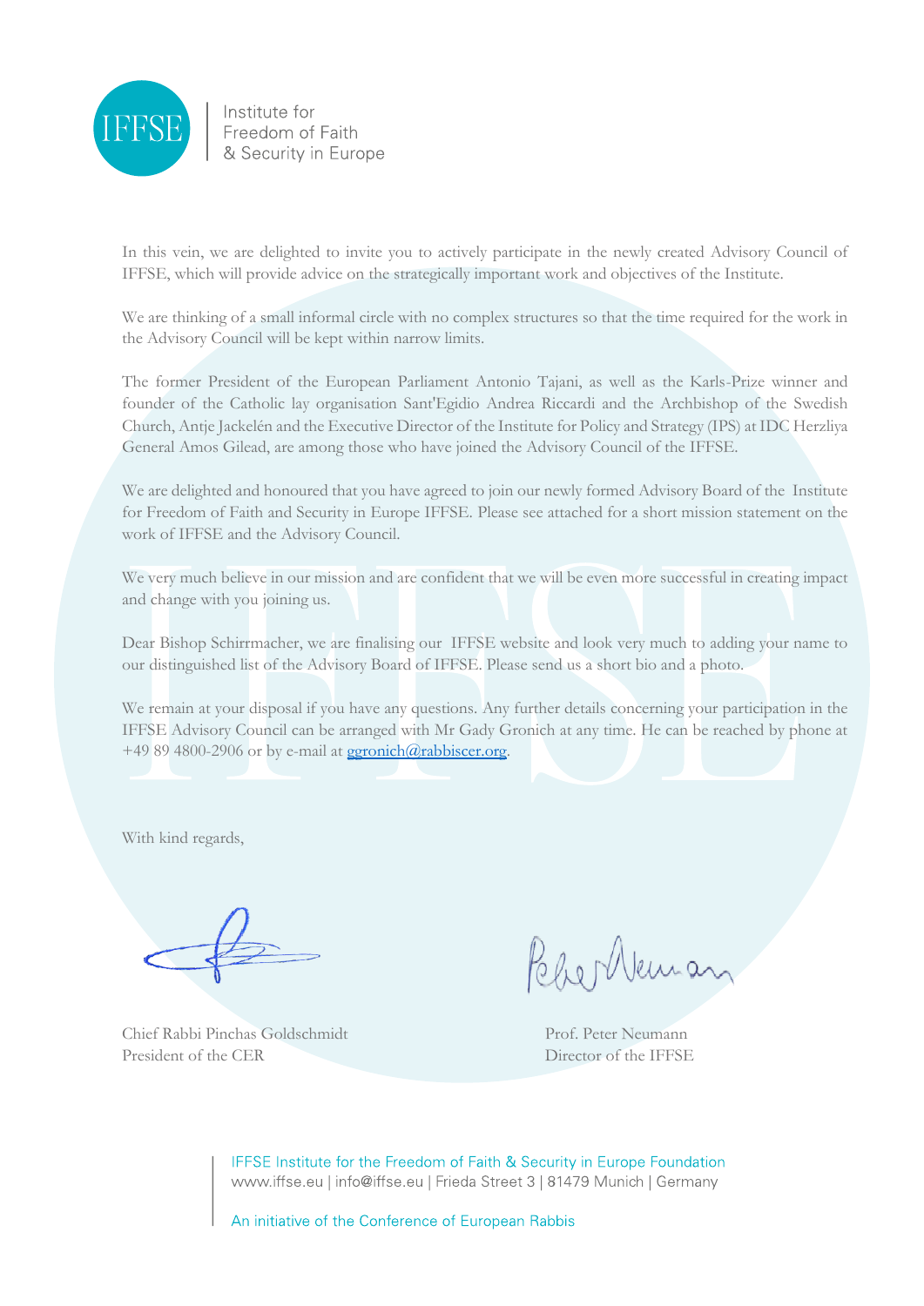Institute for
Freedom of Faith
& Security in Europe

In this vein, we are delighted to invite you to actively participate in the newly created Advisory Council of IFFSE, which will provide advice on the strategically important work and objectives of the Institute.

We are thinking of a small informal circle with no complex structures so that the time required for the work in the Advisory Council will be kept within narrow limits.

The former President of the European Parliament Antonio Tajani, as well as the Karls-Prize winner and founder of the Catholic lay organisation Sant'Egidio Andrea Riccardi and the Archbishop of the Swedish Church, Antje Jackelén and the Executive Director of the Institute for Policy and Strategy (IPS) at IDC Herzliya General Amos Gilead, are among those who have joined the Advisory Council of the IFFSE.

We are delighted and honoured that you have agreed to join our newly formed Advisory Board of the Institute for Freedom of Faith and Security in Europe IFFSE. Please see attached for a short mission statement on the work of IFFSE and the Advisory Council.

We very much believe in our mission and are confident that we will be even more successful in creating impact and change with you joining us.

Dear Bishop Schirrmacher, we are finalising our IFFSE website and look very much to adding your name to our distinguished list of the Advisory Board of IFFSE. Please send us a short bio and a photo.

We remain at your disposal if you have any questions. Any further details concerning your participation in the IFFSE Advisory Council can be arranged with Mr Gady Gronich at any time. He can be reached by phone at +49 89 4800-2906 or by e-mail at ggronich@rabbiscer.org.

With kind regards,

Chief Rabbi Pinchas Goldschmidt
President of the CER

Prof. Peter Neumann
Director of the IFFSE

IFFSE Institute for the Freedom of Faith & Security in Europe Foundation
www.iffse.eu | info@iffse.eu | Frieda Street 3 | 81479 Munich | Germany

An initiative of the Conference of European Rabbis